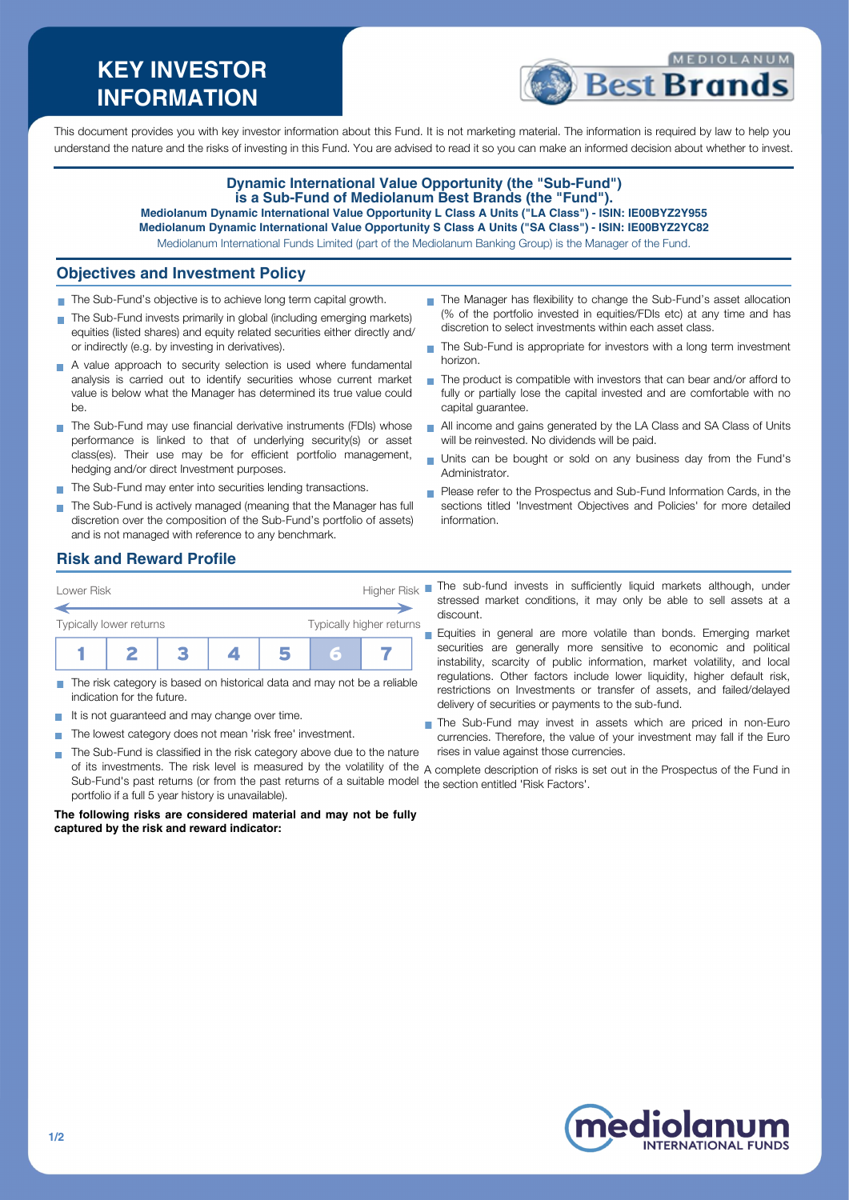# KEY INVESTOR INFORMATION

This document provides you with key investor information about this Fund. It is not marketing material. The information is required by law to help you understand the nature and the risks of investing in this Fund. You are advised to read it so you can make an informed decision about whether to invest.

**Dynamic International Value Opportunity (the "Sub-Fund") is a Sub-Fund of Mediolanum Best Brands (the "Fund").**
**Mediolanum Dynamic International Value Opportunity L Class A Units ("LA Class") - ISIN: IE00BYZ2Y955**
**Mediolanum Dynamic International Value Opportunity S Class A Units ("SA Class") - ISIN: IE00BYZ2YC82**
Mediolanum International Funds Limited (part of the Mediolanum Banking Group) is the Manager of the Fund.

## Objectives and Investment Policy

- The Sub-Fund's objective is to achieve long term capital growth.
- The Sub-Fund invests primarily in global (including emerging markets) equities (listed shares) and equity related securities either directly and/or indirectly (e.g. by investing in derivatives).
- A value approach to security selection is used where fundamental analysis is carried out to identify securities whose current market value is below what the Manager has determined its true value could be.
- The Sub-Fund may use financial derivative instruments (FDIs) whose performance is linked to that of underlying security(s) or asset class(es). Their use may be for efficient portfolio management, hedging and/or direct Investment purposes.
- The Sub-Fund may enter into securities lending transactions.
- The Sub-Fund is actively managed (meaning that the Manager has full discretion over the composition of the Sub-Fund's portfolio of assets) and is not managed with reference to any benchmark.
- The Manager has flexibility to change the Sub-Fund's asset allocation (% of the portfolio invested in equities/FDIs etc) at any time and has discretion to select investments within each asset class.
- The Sub-Fund is appropriate for investors with a long term investment horizon.
- The product is compatible with investors that can bear and/or afford to fully or partially lose the capital invested and are comfortable with no capital guarantee.
- All income and gains generated by the LA Class and SA Class of Units will be reinvested. No dividends will be paid.
- Units can be bought or sold on any business day from the Fund's Administrator.
- Please refer to the Prospectus and Sub-Fund Information Cards, in the sections titled 'Investment Objectives and Policies' for more detailed information.

## Risk and Reward Profile

| Lower Risk | | | | | | Higher Risk |
|---|---|---|---|---|---|---|
| Typically lower returns | | | | | | Typically higher returns |
| 1 | 2 | 3 | 4 | 5 | **6** | 7 |

- The risk category is based on historical data and may not be a reliable indication for the future.
- It is not guaranteed and may change over time.
- The lowest category does not mean 'risk free' investment.
- The Sub-Fund is classified in the risk category above due to the nature of its investments. The risk level is measured by the volatility of the Sub-Fund's past returns (or from the past returns of a suitable model portfolio if a full 5 year history is unavailable).

**The following risks are considered material and may not be fully captured by the risk and reward indicator:**

- The sub-fund invests in sufficiently liquid markets although, under stressed market conditions, it may only be able to sell assets at a discount.
- Equities in general are more volatile than bonds. Emerging market securities are generally more sensitive to economic and political instability, scarcity of public information, market volatility, and local regulations. Other factors include lower liquidity, higher default risk, restrictions on Investments or transfer of assets, and failed/delayed delivery of securities or payments to the sub-fund.
- The Sub-Fund may invest in assets which are priced in non-Euro currencies. Therefore, the value of your investment may fall if the Euro rises in value against those currencies.

A complete description of risks is set out in the Prospectus of the Fund in the section entitled 'Risk Factors'.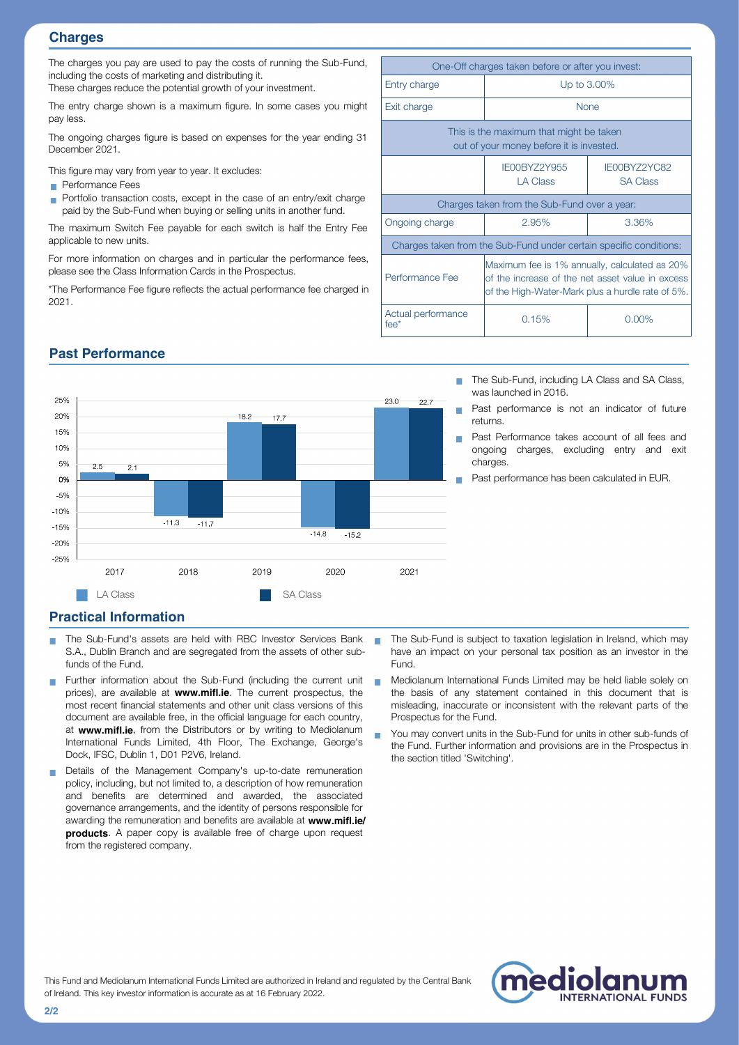## Charges

The charges you pay are used to pay the costs of running the Sub-Fund, including the costs of marketing and distributing it.
These charges reduce the potential growth of your investment.

The entry charge shown is a maximum figure. In some cases you might pay less.

The ongoing charges figure is based on expenses for the year ending 31 December 2021.

This figure may vary from year to year. It excludes:

- Performance Fees
- Portfolio transaction costs, except in the case of an entry/exit charge paid by the Sub-Fund when buying or selling units in another fund.

The maximum Switch Fee payable for each switch is half the Entry Fee applicable to new units.

For more information on charges and in particular the performance fees, please see the Class Information Cards in the Prospectus.

*The Performance Fee figure reflects the actual performance fee charged in 2021.

| One-Off charges taken before or after you invest: | | |
|---|---|---|
| Entry charge | Up to 3.00% | |
| Exit charge | None | |
| This is the maximum that might be taken out of your money before it is invested. | | |
| | IE00BYZ2Y955 LA Class | IE00BYZ2YC82 SA Class |
| Charges taken from the Sub-Fund over a year: | | |
| Ongoing charge | 2.95% | 3.36% |
| Charges taken from the Sub-Fund under certain specific conditions: | | |
| Performance Fee | Maximum fee is 1% annually, calculated as 20% of the increase of the net asset value in excess of the High-Water-Mark plus a hurdle rate of 5%. | |
| Actual performance fee* | 0.15% | 0.00% |

## Past Performance

25%
20%
15%
10%
5%
0%
-5%
-10%
-15%
-20%
-25%

2017: 2.5, 2.1
2018: -11.3, -11.7
2019: 18.2, 17.7
2020: -14.8, -15.2
2021: 23.0, 22.7

LA Class
SA Class

- The Sub-Fund, including LA Class and SA Class, was launched in 2016.
- Past performance is not an indicator of future returns.
- Past Performance takes account of all fees and ongoing charges, excluding entry and exit charges.
- Past performance has been calculated in EUR.

## Practical Information

- The Sub-Fund's assets are held with RBC Investor Services Bank S.A., Dublin Branch and are segregated from the assets of other sub-funds of the Fund.
- Further information about the Sub-Fund (including the current unit prices), are available at **www.mifl.ie**. The current prospectus, the most recent financial statements and other unit class versions of this document are available free, in the official language for each country, at **www.mifl.ie**, from the Distributors or by writing to Mediolanum International Funds Limited, 4th Floor, The Exchange, George's Dock, IFSC, Dublin 1, D01 P2V6, Ireland.
- Details of the Management Company's up-to-date remuneration policy, including, but not limited to, a description of how remuneration and benefits are determined and awarded, the associated governance arrangements, and the identity of persons responsible for awarding the remuneration and benefits are available at **www.mifl.ie/products**. A paper copy is available free of charge upon request from the registered company.
- The Sub-Fund is subject to taxation legislation in Ireland, which may have an impact on your personal tax position as an investor in the Fund.
- Mediolanum International Funds Limited may be held liable solely on the basis of any statement contained in this document that is misleading, inaccurate or inconsistent with the relevant parts of the Prospectus for the Fund.
- You may convert units in the Sub-Fund for units in other sub-funds of the Fund. Further information and provisions are in the Prospectus in the section titled 'Switching'.

This Fund and Mediolanum International Funds Limited are authorized in Ireland and regulated by the Central Bank of Ireland. This key investor information is accurate as at 16 February 2022.